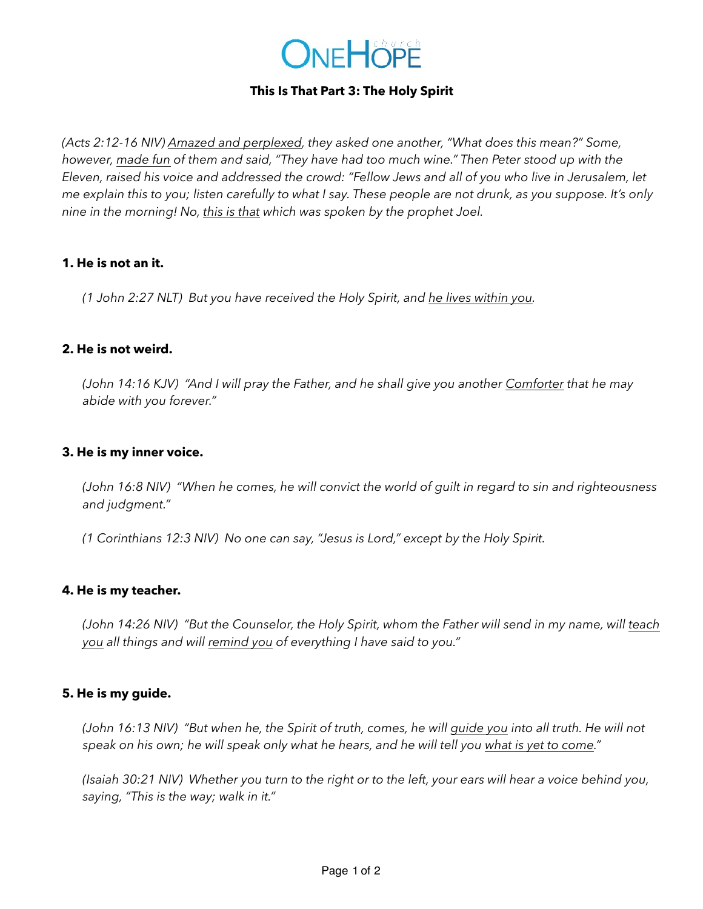# ONEHOPE church

## This Is That Part 3: The Holy Spirit

*(Acts 2:12-16 NIV) <u>Amazed and perplexed</u>, they asked one another, "What does this mean?" Some, however, <u>made fun</u> of them and said, "They have had too much wine." Then Peter stood up with the Eleven, raised his voice and addressed the crowd: "Fellow Jews and all of you who live in Jerusalem, let me explain this to you; listen carefully to what I say. These people are not drunk, as you suppose. It's only nine in the morning! No, <u>this is that</u> which was spoken by the prophet Joel.*

### 1. He is not an it.

*(1 John 2:27 NLT) But you have received the Holy Spirit, and <u>he lives within you</u>.*

### 2. He is not weird.

*(John 14:16 KJV) "And I will pray the Father, and he shall give you another <u>Comforter</u> that he may abide with you forever."*

### 3. He is my inner voice.

*(John 16:8 NIV) "When he comes, he will convict the world of guilt in regard to sin and righteousness and judgment."*

*(1 Corinthians 12:3 NIV) No one can say, "Jesus is Lord," except by the Holy Spirit.*

### 4. He is my teacher.

*(John 14:26 NIV) "But the Counselor, the Holy Spirit, whom the Father will send in my name, will <u>teach you</u> all things and will <u>remind you</u> of everything I have said to you."*

### 5. He is my guide.

*(John 16:13 NIV) "But when he, the Spirit of truth, comes, he will <u>guide you</u> into all truth. He will not speak on his own; he will speak only what he hears, and he will tell you <u>what is yet to come</u>."*

*(Isaiah 30:21 NIV) Whether you turn to the right or to the left, your ears will hear a voice behind you, saying, "This is the way; walk in it."*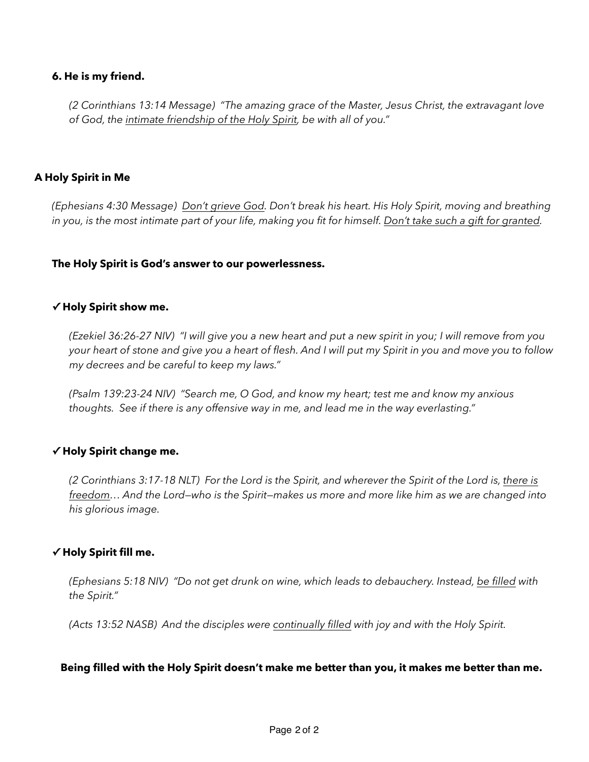**6. He is my friend.**

*(2 Corinthians 13:14 Message) "The amazing grace of the Master, Jesus Christ, the extravagant love of God, the <u>intimate friendship of the Holy Spirit</u>, be with all of you."*

**A Holy Spirit in Me**

*(Ephesians 4:30 Message) <u>Don't grieve God</u>. Don't break his heart. His Holy Spirit, moving and breathing in you, is the most intimate part of your life, making you fit for himself. <u>Don't take such a gift for granted</u>.*

**The Holy Spirit is God's answer to our powerlessness.**

**✓ Holy Spirit show me.**

*(Ezekiel 36:26-27 NIV) "I will give you a new heart and put a new spirit in you; I will remove from you your heart of stone and give you a heart of flesh. And I will put my Spirit in you and move you to follow my decrees and be careful to keep my laws."*

*(Psalm 139:23-24 NIV) "Search me, O God, and know my heart; test me and know my anxious thoughts. See if there is any offensive way in me, and lead me in the way everlasting."*

**✓ Holy Spirit change me.**

*(2 Corinthians 3:17-18 NLT) For the Lord is the Spirit, and wherever the Spirit of the Lord is, <u>there is freedom</u>… And the Lord—who is the Spirit—makes us more and more like him as we are changed into his glorious image.*

**✓ Holy Spirit fill me.**

*(Ephesians 5:18 NIV) "Do not get drunk on wine, which leads to debauchery. Instead, <u>be filled</u> with the Spirit."*

*(Acts 13:52 NASB) And the disciples were <u>continually filled</u> with joy and with the Holy Spirit.*

**Being filled with the Holy Spirit doesn't make me better than you, it makes me better than me.**